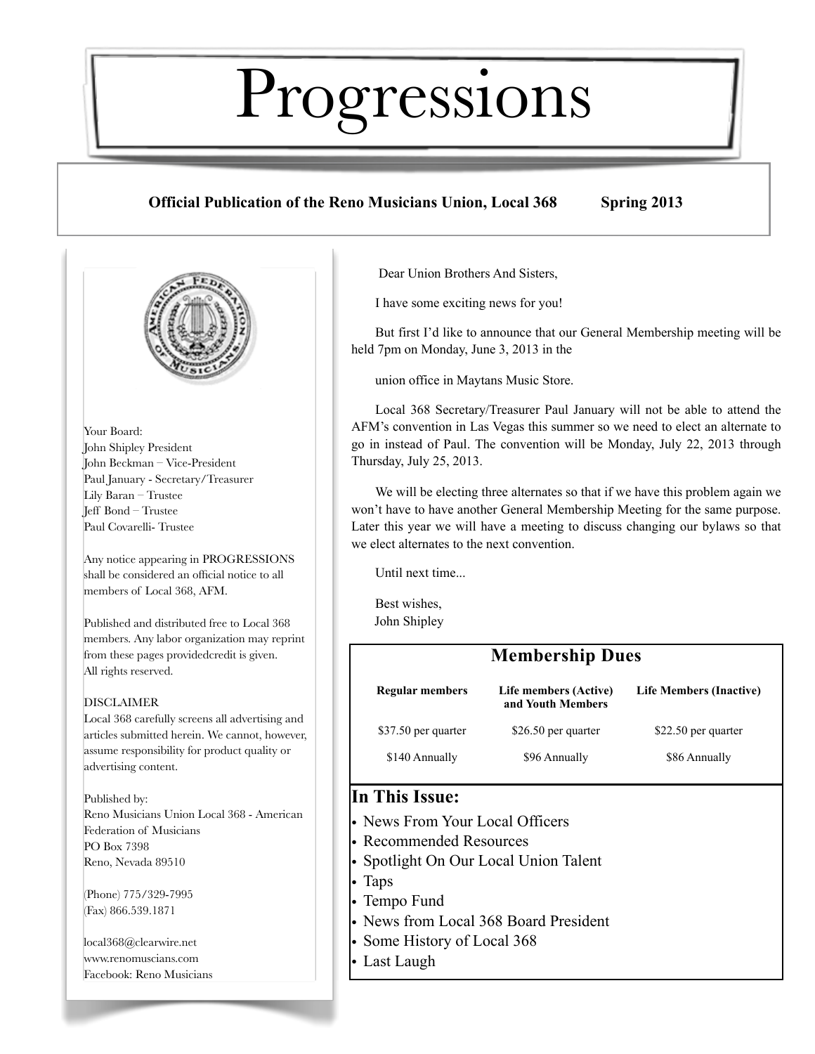# Progressions

**Official Publication of the Reno Musicians Union, Local 368 Spring 2013**

Your Board:
John Shipley President
John Beckman – Vice-President
Paul January - Secretary/Treasurer
Lily Baran – Trustee
Jeff Bond – Trustee
Paul Covarelli- Trustee

Any notice appearing in PROGRESSIONS shall be considered an official notice to all members of Local 368, AFM.

Published and distributed free to Local 368 members. Any labor organization may reprint from these pages providedcredit is given.
All rights reserved.

DISCLAIMER
Local 368 carefully screens all advertising and articles submitted herein. We cannot, however, assume responsibility for product quality or advertising content.

Published by:
Reno Musicians Union Local 368 - American Federation of Musicians
PO Box 7398
Reno, Nevada 89510

(Phone) 775/329-7995
(Fax) 866.539.1871

local368@clearwire.net
www.renomuscians.com
Facebook: Reno Musicians

Dear Union Brothers And Sisters,

I have some exciting news for you!

But first I'd like to announce that our General Membership meeting will be held 7pm on Monday, June 3, 2013 in the

union office in Maytans Music Store.

Local 368 Secretary/Treasurer Paul January will not be able to attend the AFM's convention in Las Vegas this summer so we need to elect an alternate to go in instead of Paul. The convention will be Monday, July 22, 2013 through Thursday, July 25, 2013.

We will be electing three alternates so that if we have this problem again we won't have to have another General Membership Meeting for the same purpose. Later this year we will have a meeting to discuss changing our bylaws so that we elect alternates to the next convention.

Until next time...

Best wishes,
John Shipley

## Membership Dues

| Regular members | Life members (Active) and Youth Members | Life Members (Inactive) |
|---|---|---|
| \$37.50 per quarter | \$26.50 per quarter | \$22.50 per quarter |
| \$140 Annually | \$96 Annually | \$86 Annually |

## In This Issue:

- News From Your Local Officers
- Recommended Resources
- Spotlight On Our Local Union Talent
- Taps
- Tempo Fund
- News from Local 368 Board President
- Some History of Local 368
- Last Laugh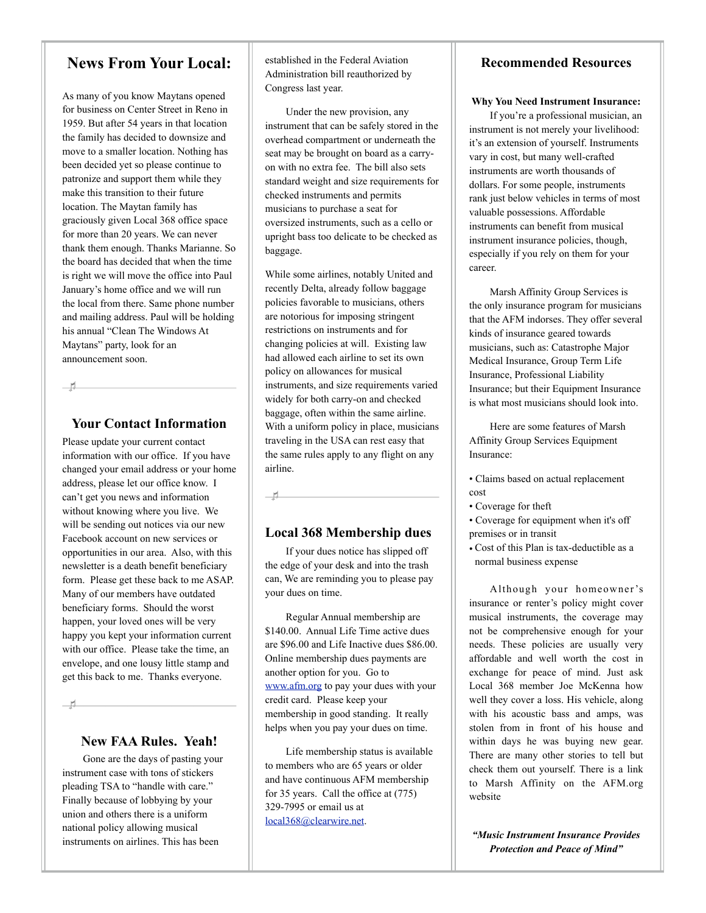## News From Your Local:

As many of you know Maytans opened for business on Center Street in Reno in 1959. But after 54 years in that location the family has decided to downsize and move to a smaller location. Nothing has been decided yet so please continue to patronize and support them while they make this transition to their future location. The Maytan family has graciously given Local 368 office space for more than 20 years. We can never thank them enough. Thanks Marianne. So the board has decided that when the time is right we will move the office into Paul January's home office and we will run the local from there. Same phone number and mailing address. Paul will be holding his annual "Clean The Windows At Maytans" party, look for an announcement soon.

## Your Contact Information

Please update your current contact information with our office. If you have changed your email address or your home address, please let our office know. I can't get you news and information without knowing where you live. We will be sending out notices via our new Facebook account on new services or opportunities in our area. Also, with this newsletter is a death benefit beneficiary form. Please get these back to me ASAP. Many of our members have outdated beneficiary forms. Should the worst happen, your loved ones will be very happy you kept your information current with our office. Please take the time, an envelope, and one lousy little stamp and get this back to me. Thanks everyone.

## New FAA Rules. Yeah!

Gone are the days of pasting your instrument case with tons of stickers pleading TSA to "handle with care." Finally because of lobbying by your union and others there is a uniform national policy allowing musical instruments on airlines. This has been established in the Federal Aviation Administration bill reauthorized by Congress last year.

Under the new provision, any instrument that can be safely stored in the overhead compartment or underneath the seat may be brought on board as a carry-on with no extra fee. The bill also sets standard weight and size requirements for checked instruments and permits musicians to purchase a seat for oversized instruments, such as a cello or upright bass too delicate to be checked as baggage.

While some airlines, notably United and recently Delta, already follow baggage policies favorable to musicians, others are notorious for imposing stringent restrictions on instruments and for changing policies at will. Existing law had allowed each airline to set its own policy on allowances for musical instruments, and size requirements varied widely for both carry-on and checked baggage, often within the same airline. With a uniform policy in place, musicians traveling in the USA can rest easy that the same rules apply to any flight on any airline.

## Local 368 Membership dues

If your dues notice has slipped off the edge of your desk and into the trash can, We are reminding you to please pay your dues on time.

Regular Annual membership are $140.00. Annual Life Time active dues are $96.00 and Life Inactive dues $86.00. Online membership dues payments are another option for you. Go to www.afm.org to pay your dues with your credit card. Please keep your membership in good standing. It really helps when you pay your dues on time.

Life membership status is available to members who are 65 years or older and have continuous AFM membership for 35 years. Call the office at (775) 329-7995 or email us at local368@clearwire.net.

## Recommended Resources

**Why You Need Instrument Insurance:**

If you're a professional musician, an instrument is not merely your livelihood: it's an extension of yourself. Instruments vary in cost, but many well-crafted instruments are worth thousands of dollars. For some people, instruments rank just below vehicles in terms of most valuable possessions. Affordable instruments can benefit from musical instrument insurance policies, though, especially if you rely on them for your career.

Marsh Affinity Group Services is the only insurance program for musicians that the AFM indorses. They offer several kinds of insurance geared towards musicians, such as: Catastrophe Major Medical Insurance, Group Term Life Insurance, Professional Liability Insurance; but their Equipment Insurance is what most musicians should look into.

Here are some features of Marsh Affinity Group Services Equipment Insurance:

- Claims based on actual replacement cost
- Coverage for theft
- Coverage for equipment when it's off premises or in transit
- Cost of this Plan is tax-deductible as a normal business expense

Although your homeowner's insurance or renter's policy might cover musical instruments, the coverage may not be comprehensive enough for your needs. These policies are usually very affordable and well worth the cost in exchange for peace of mind. Just ask Local 368 member Joe McKenna how well they cover a loss. His vehicle, along with his acoustic bass and amps, was stolen from in front of his house and within days he was buying new gear. There are many other stories to tell but check them out yourself. There is a link to Marsh Affinity on the AFM.org website

***"Music Instrument Insurance Provides Protection and Peace of Mind"***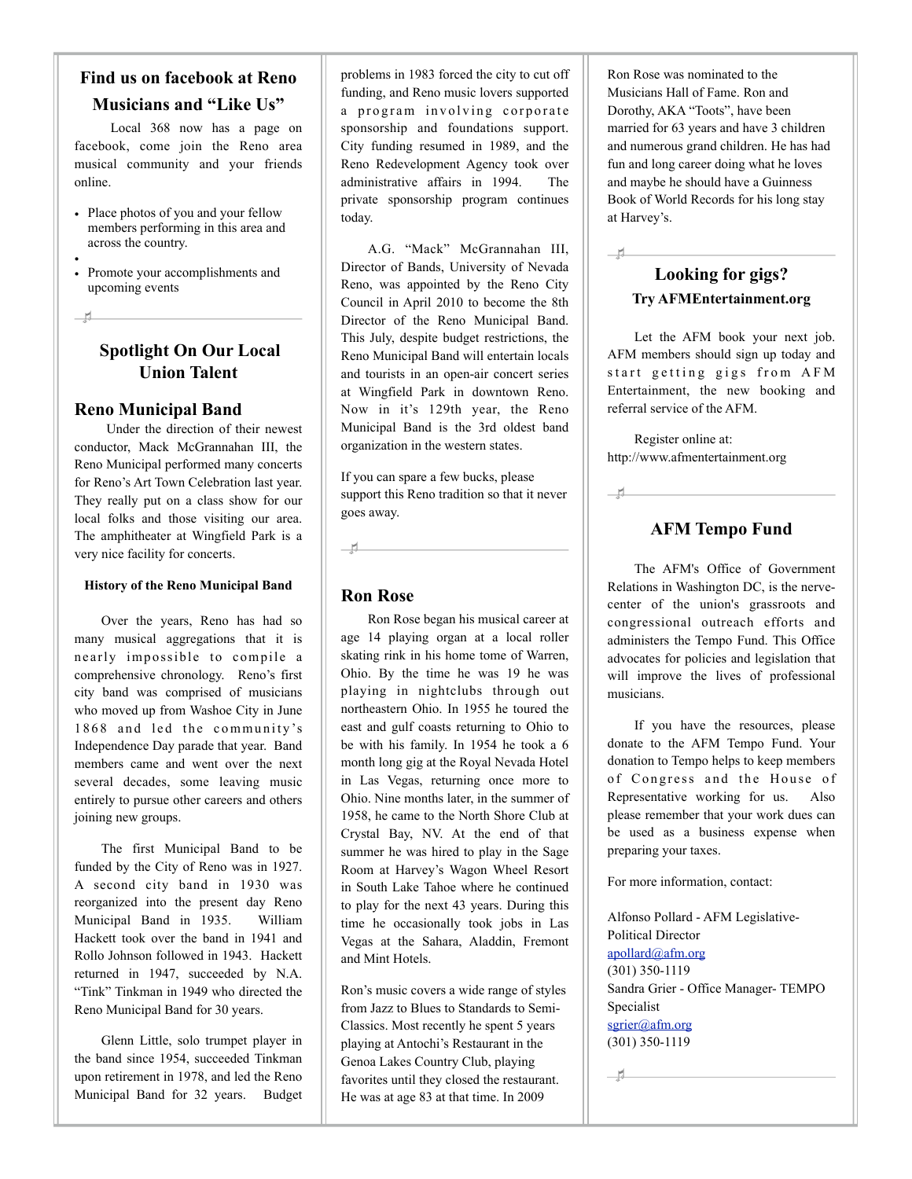## Find us on facebook at Reno Musicians and "Like Us"

Local 368 now has a page on facebook, come join the Reno area musical community and your friends online.

- Place photos of you and your fellow members performing in this area and across the country.
- 
- Promote your accomplishments and upcoming events

## Spotlight On Our Local Union Talent

### Reno Municipal Band

Under the direction of their newest conductor, Mack McGrannahan III, the Reno Municipal performed many concerts for Reno's Art Town Celebration last year. They really put on a class show for our local folks and those visiting our area. The amphitheater at Wingfield Park is a very nice facility for concerts.

**History of the Reno Municipal Band**

Over the years, Reno has had so many musical aggregations that it is nearly impossible to compile a comprehensive chronology. Reno's first city band was comprised of musicians who moved up from Washoe City in June 1868 and led the community's Independence Day parade that year. Band members came and went over the next several decades, some leaving music entirely to pursue other careers and others joining new groups.

The first Municipal Band to be funded by the City of Reno was in 1927. A second city band in 1930 was reorganized into the present day Reno Municipal Band in 1935. William Hackett took over the band in 1941 and Rollo Johnson followed in 1943. Hackett returned in 1947, succeeded by N.A. "Tink" Tinkman in 1949 who directed the Reno Municipal Band for 30 years.

Glenn Little, solo trumpet player in the band since 1954, succeeded Tinkman upon retirement in 1978, and led the Reno Municipal Band for 32 years. Budget problems in 1983 forced the city to cut off funding, and Reno music lovers supported a program involving corporate sponsorship and foundations support. City funding resumed in 1989, and the Reno Redevelopment Agency took over administrative affairs in 1994. The private sponsorship program continues today.

A.G. "Mack" McGrannahan III, Director of Bands, University of Nevada Reno, was appointed by the Reno City Council in April 2010 to become the 8th Director of the Reno Municipal Band. This July, despite budget restrictions, the Reno Municipal Band will entertain locals and tourists in an open-air concert series at Wingfield Park in downtown Reno. Now in it's 129th year, the Reno Municipal Band is the 3rd oldest band organization in the western states.

If you can spare a few bucks, please support this Reno tradition so that it never goes away.

### Ron Rose

Ron Rose began his musical career at age 14 playing organ at a local roller skating rink in his home tome of Warren, Ohio. By the time he was 19 he was playing in nightclubs through out northeastern Ohio. In 1955 he toured the east and gulf coasts returning to Ohio to be with his family. In 1954 he took a 6 month long gig at the Royal Nevada Hotel in Las Vegas, returning once more to Ohio. Nine months later, in the summer of 1958, he came to the North Shore Club at Crystal Bay, NV. At the end of that summer he was hired to play in the Sage Room at Harvey's Wagon Wheel Resort in South Lake Tahoe where he continued to play for the next 43 years. During this time he occasionally took jobs in Las Vegas at the Sahara, Aladdin, Fremont and Mint Hotels.

Ron's music covers a wide range of styles from Jazz to Blues to Standards to Semi-Classics. Most recently he spent 5 years playing at Antochi's Restaurant in the Genoa Lakes Country Club, playing favorites until they closed the restaurant. He was at age 83 at that time. In 2009 Ron Rose was nominated to the Musicians Hall of Fame. Ron and Dorothy, AKA "Toots", have been married for 63 years and have 3 children and numerous grand children. He has had fun and long career doing what he loves and maybe he should have a Guinness Book of World Records for his long stay at Harvey's.

## Looking for gigs?

**Try AFMEntertainment.org**

Let the AFM book your next job. AFM members should sign up today and start getting gigs from AFM Entertainment, the new booking and referral service of the AFM.

Register online at: http://www.afmentertainment.org

## AFM Tempo Fund

The AFM's Office of Government Relations in Washington DC, is the nerve-center of the union's grassroots and congressional outreach efforts and administers the Tempo Fund. This Office advocates for policies and legislation that will improve the lives of professional musicians.

If you have the resources, please donate to the AFM Tempo Fund. Your donation to Tempo helps to keep members of Congress and the House of Representative working for us. Also please remember that your work dues can be used as a business expense when preparing your taxes.

For more information, contact:

Alfonso Pollard - AFM Legislative-Political Director
apollard@afm.org
(301) 350-1119
Sandra Grier - Office Manager- TEMPO Specialist
sgrier@afm.org
(301) 350-1119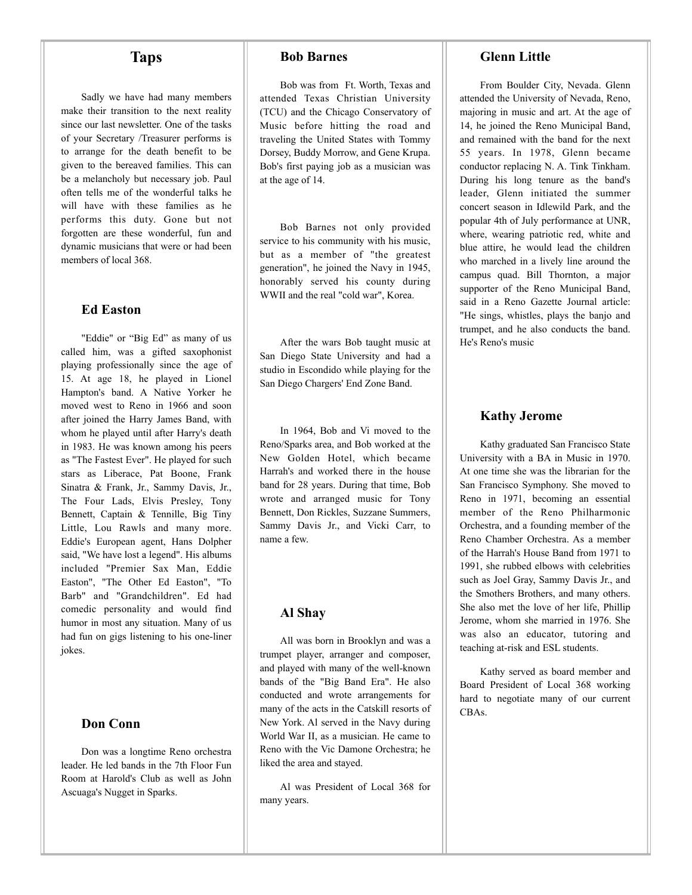# Taps

Sadly we have had many members make their transition to the next reality since our last newsletter. One of the tasks of your Secretary /Treasurer performs is to arrange for the death benefit to be given to the bereaved families. This can be a melancholy but necessary job. Paul often tells me of the wonderful talks he will have with these families as he performs this duty. Gone but not forgotten are these wonderful, fun and dynamic musicians that were or had been members of local 368.

## Ed Easton

"Eddie" or "Big Ed" as many of us called him, was a gifted saxophonist playing professionally since the age of 15. At age 18, he played in Lionel Hampton's band. A Native Yorker he moved west to Reno in 1966 and soon after joined the Harry James Band, with whom he played until after Harry's death in 1983. He was known among his peers as "The Fastest Ever". He played for such stars as Liberace, Pat Boone, Frank Sinatra & Frank, Jr., Sammy Davis, Jr., The Four Lads, Elvis Presley, Tony Bennett, Captain & Tennille, Big Tiny Little, Lou Rawls and many more. Eddie's European agent, Hans Dolpher said, "We have lost a legend". His albums included "Premier Sax Man, Eddie Easton", "The Other Ed Easton", "To Barb" and "Grandchildren". Ed had comedic personality and would find humor in most any situation. Many of us had fun on gigs listening to his one-liner jokes.

## Don Conn

Don was a longtime Reno orchestra leader. He led bands in the 7th Floor Fun Room at Harold's Club as well as John Ascuaga's Nugget in Sparks.

## Bob Barnes

Bob was from Ft. Worth, Texas and attended Texas Christian University (TCU) and the Chicago Conservatory of Music before hitting the road and traveling the United States with Tommy Dorsey, Buddy Morrow, and Gene Krupa. Bob's first paying job as a musician was at the age of 14.

Bob Barnes not only provided service to his community with his music, but as a member of "the greatest generation", he joined the Navy in 1945, honorably served his county during WWII and the real "cold war", Korea.

After the wars Bob taught music at San Diego State University and had a studio in Escondido while playing for the San Diego Chargers' End Zone Band.

In 1964, Bob and Vi moved to the Reno/Sparks area, and Bob worked at the New Golden Hotel, which became Harrah's and worked there in the house band for 28 years. During that time, Bob wrote and arranged music for Tony Bennett, Don Rickles, Suzzane Summers, Sammy Davis Jr., and Vicki Carr, to name a few.

## Al Shay

All was born in Brooklyn and was a trumpet player, arranger and composer, and played with many of the well-known bands of the "Big Band Era". He also conducted and wrote arrangements for many of the acts in the Catskill resorts of New York. Al served in the Navy during World War II, as a musician. He came to Reno with the Vic Damone Orchestra; he liked the area and stayed.

Al was President of Local 368 for many years.

## Glenn Little

From Boulder City, Nevada. Glenn attended the University of Nevada, Reno, majoring in music and art. At the age of 14, he joined the Reno Municipal Band, and remained with the band for the next 55 years. In 1978, Glenn became conductor replacing N. A. Tink Tinkham. During his long tenure as the band's leader, Glenn initiated the summer concert season in Idlewild Park, and the popular 4th of July performance at UNR, where, wearing patriotic red, white and blue attire, he would lead the children who marched in a lively line around the campus quad. Bill Thornton, a major supporter of the Reno Municipal Band, said in a Reno Gazette Journal article: "He sings, whistles, plays the banjo and trumpet, and he also conducts the band. He's Reno's music

## Kathy Jerome

Kathy graduated San Francisco State University with a BA in Music in 1970. At one time she was the librarian for the San Francisco Symphony. She moved to Reno in 1971, becoming an essential member of the Reno Philharmonic Orchestra, and a founding member of the Reno Chamber Orchestra. As a member of the Harrah's House Band from 1971 to 1991, she rubbed elbows with celebrities such as Joel Gray, Sammy Davis Jr., and the Smothers Brothers, and many others. She also met the love of her life, Phillip Jerome, whom she married in 1976. She was also an educator, tutoring and teaching at-risk and ESL students.

Kathy served as board member and Board President of Local 368 working hard to negotiate many of our current CBAs.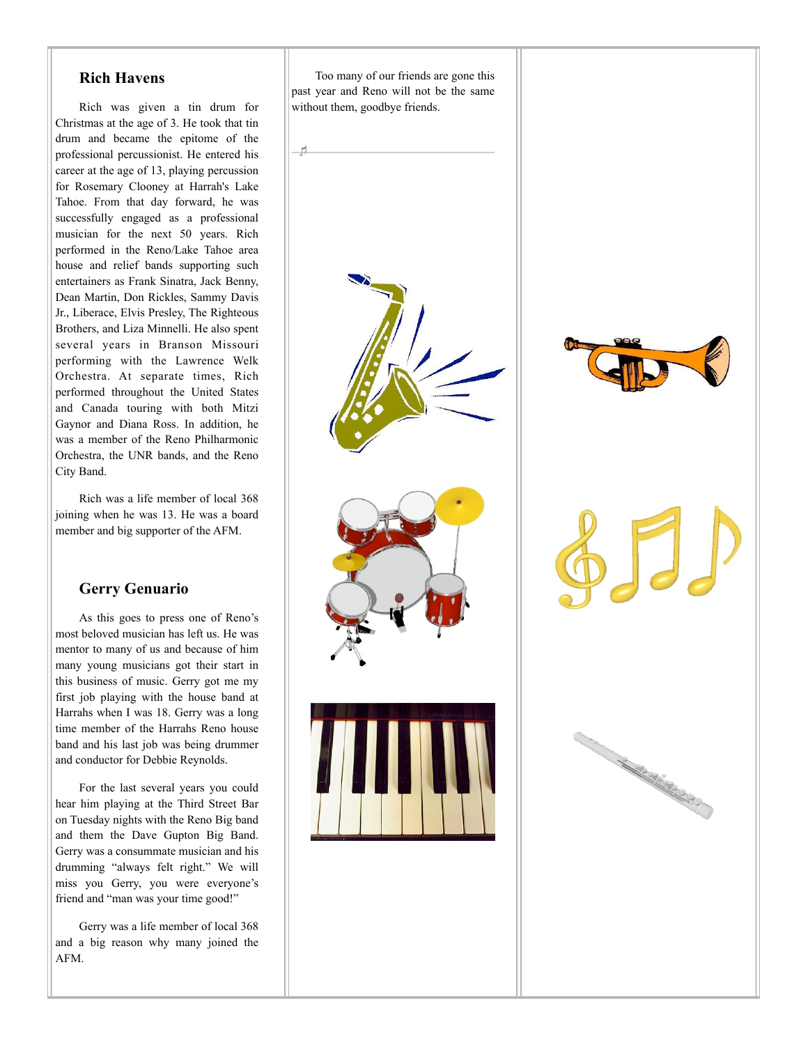## Rich Havens

Rich was given a tin drum for Christmas at the age of 3. He took that tin drum and became the epitome of the professional percussionist. He entered his career at the age of 13, playing percussion for Rosemary Clooney at Harrah's Lake Tahoe. From that day forward, he was successfully engaged as a professional musician for the next 50 years. Rich performed in the Reno/Lake Tahoe area house and relief bands supporting such entertainers as Frank Sinatra, Jack Benny, Dean Martin, Don Rickles, Sammy Davis Jr., Liberace, Elvis Presley, The Righteous Brothers, and Liza Minnelli. He also spent several years in Branson Missouri performing with the Lawrence Welk Orchestra. At separate times, Rich performed throughout the United States and Canada touring with both Mitzi Gaynor and Diana Ross. In addition, he was a member of the Reno Philharmonic Orchestra, the UNR bands, and the Reno City Band.

Rich was a life member of local 368 joining when he was 13. He was a board member and big supporter of the AFM.

## Gerry Genuario

As this goes to press one of Reno's most beloved musician has left us. He was mentor to many of us and because of him many young musicians got their start in this business of music. Gerry got me my first job playing with the house band at Harrahs when I was 18. Gerry was a long time member of the Harrahs Reno house band and his last job was being drummer and conductor for Debbie Reynolds.

For the last several years you could hear him playing at the Third Street Bar on Tuesday nights with the Reno Big band and them the Dave Gupton Big Band. Gerry was a consummate musician and his drumming "always felt right." We will miss you Gerry, you were everyone's friend and "man was your time good!"

Gerry was a life member of local 368 and a big reason why many joined the AFM.

Too many of our friends are gone this past year and Reno will not be the same without them, goodbye friends.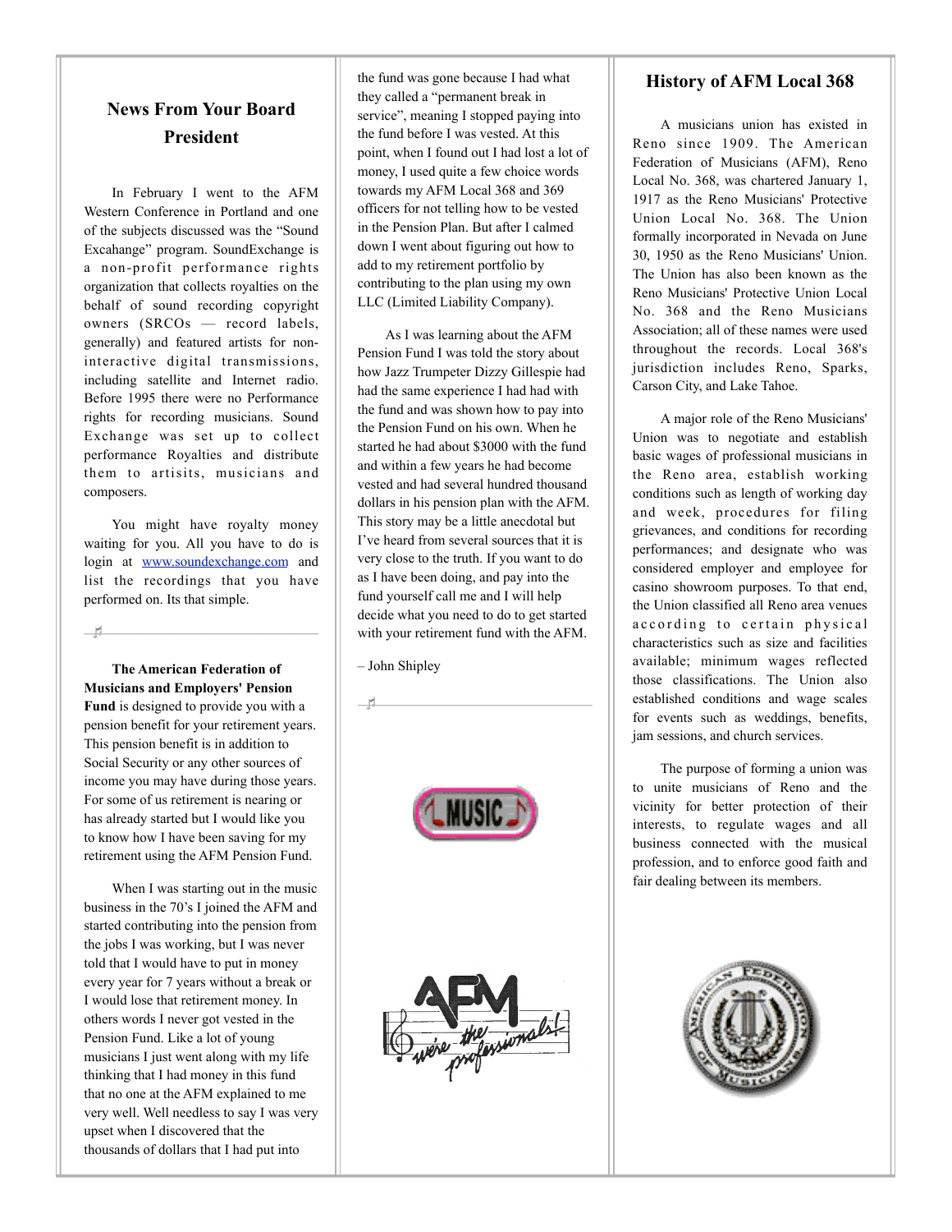## News From Your Board President

In February I went to the AFM Western Conference in Portland and one of the subjects discussed was the "Sound Excahange" program. SoundExchange is a non-profit performance rights organization that collects royalties on the behalf of sound recording copyright owners (SRCOs — record labels, generally) and featured artists for non-interactive digital transmissions, including satellite and Internet radio. Before 1995 there were no Performance rights for recording musicians. Sound Exchange was set up to collect performance Royalties and distribute them to artisits, musicians and composers.

You might have royalty money waiting for you. All you have to do is login at [www.soundexchange.com](http://www.soundexchange.com) and list the recordings that you have performed on. Its that simple.

---

**The American Federation of Musicians and Employers' Pension Fund** is designed to provide you with a pension benefit for your retirement years. This pension benefit is in addition to Social Security or any other sources of income you may have during those years. For some of us retirement is nearing or has already started but I would like you to know how I have been saving for my retirement using the AFM Pension Fund.

When I was starting out in the music business in the 70's I joined the AFM and started contributing into the pension from the jobs I was working, but I was never told that I would have to put in money every year for 7 years without a break or I would lose that retirement money. In others words I never got vested in the Pension Fund. Like a lot of young musicians I just went along with my life thinking that I had money in this fund that no one at the AFM explained to me very well. Well needless to say I was very upset when I discovered that the thousands of dollars that I had put into the fund was gone because I had what they called a "permanent break in service", meaning I stopped paying into the fund before I was vested. At this point, when I found out I had lost a lot of money, I used quite a few choice words towards my AFM Local 368 and 369 officers for not telling how to be vested in the Pension Plan. But after I calmed down I went about figuring out how to add to my retirement portfolio by contributing to the plan using my own LLC (Limited Liability Company).

As I was learning about the AFM Pension Fund I was told the story about how Jazz Trumpeter Dizzy Gillespie had had the same experience I had had with the fund and was shown how to pay into the Pension Fund on his own. When he started he had about $3000 with the fund and within a few years he had become vested and had several hundred thousand dollars in his pension plan with the AFM. This story may be a little anecdotal but I've heard from several sources that it is very close to the truth. If you want to do as I have been doing, and pay into the fund yourself call me and I will help decide what you need to do to get started with your retirement fund with the AFM.

– John Shipley

---

## History of AFM Local 368

A musicians union has existed in Reno since 1909. The American Federation of Musicians (AFM), Reno Local No. 368, was chartered January 1, 1917 as the Reno Musicians' Protective Union Local No. 368. The Union formally incorporated in Nevada on June 30, 1950 as the Reno Musicians' Union. The Union has also been known as the Reno Musicians' Protective Union Local No. 368 and the Reno Musicians Association; all of these names were used throughout the records. Local 368's jurisdiction includes Reno, Sparks, Carson City, and Lake Tahoe.

A major role of the Reno Musicians' Union was to negotiate and establish basic wages of professional musicians in the Reno area, establish working conditions such as length of working day and week, procedures for filing grievances, and conditions for recording performances; and designate who was considered employer and employee for casino showroom purposes. To that end, the Union classified all Reno area venues according to certain physical characteristics such as size and facilities available; minimum wages reflected those classifications. The Union also established conditions and wage scales for events such as weddings, benefits, jam sessions, and church services.

The purpose of forming a union was to unite musicians of Reno and the vicinity for better protection of their interests, to regulate wages and all business connected with the musical profession, and to enforce good faith and fair dealing between its members.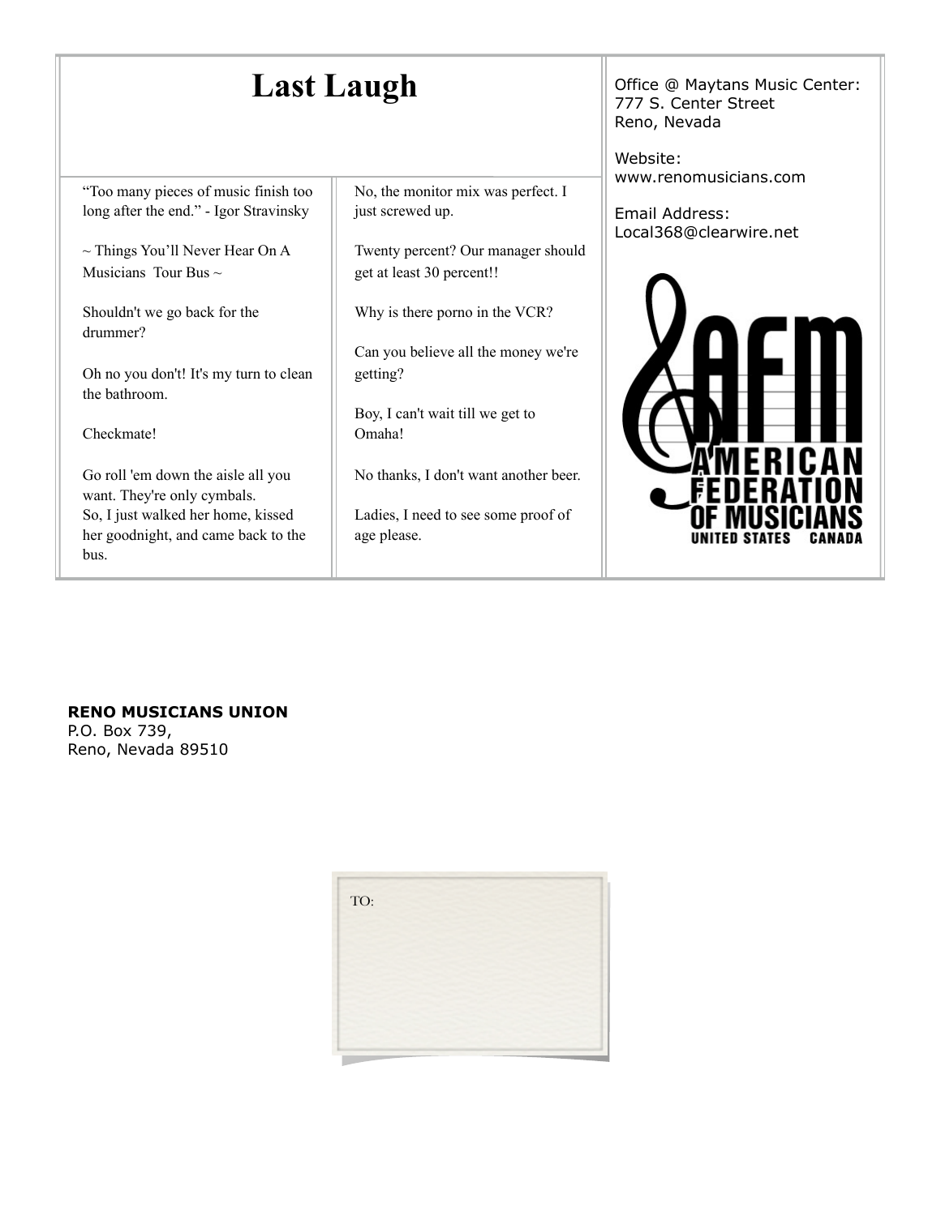# Last Laugh

"Too many pieces of music finish too long after the end." - Igor Stravinsky

~ Things You'll Never Hear On A Musicians Tour Bus ~

Shouldn't we go back for the drummer?

Oh no you don't! It's my turn to clean the bathroom.

Checkmate!

Go roll 'em down the aisle all you want. They're only cymbals.
So, I just walked her home, kissed her goodnight, and came back to the bus.

No, the monitor mix was perfect. I just screwed up.

Twenty percent? Our manager should get at least 30 percent!!

Why is there porno in the VCR?

Can you believe all the money we're getting?

Boy, I can't wait till we get to Omaha!

No thanks, I don't want another beer.

Ladies, I need to see some proof of age please.

Office @ Maytans Music Center:
777 S. Center Street
Reno, Nevada

Website:
www.renomusicians.com

Email Address:
Local368@clearwire.net

AFM
AMERICAN FEDERATION OF MUSICIANS
UNITED STATES CANADA

**RENO MUSICIANS UNION**
P.O. Box 739,
Reno, Nevada 89510

TO: